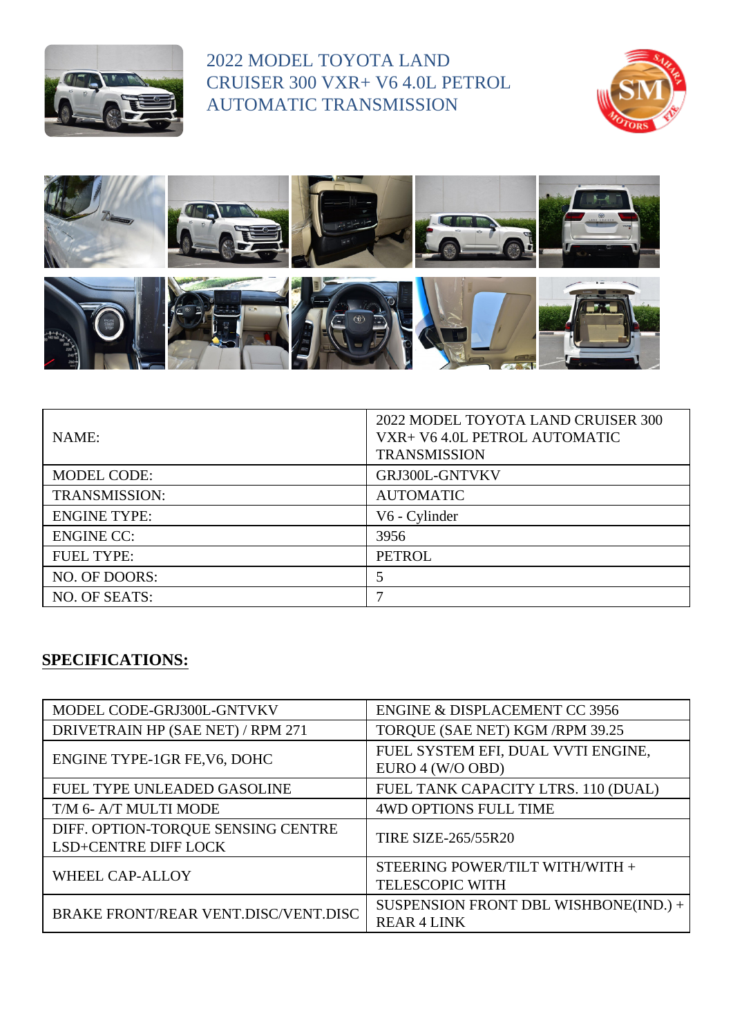# 2022 MODEL TOYOTA LAND CRUISER 300 VXR+ V6 4.0L PETROL AUTOMATIC TRANSMISSION

| NAME: | 2022 MODEL TOYOTA LAND CRUISER 300 VXR+ V6 4.0L PETROL AUTOMATIC TRANSMISSION |
|---|---|
| MODEL CODE: | GRJ300L-GNTVKV |
| TRANSMISSION: | AUTOMATIC |
| ENGINE TYPE: | V6 - Cylinder |
| ENGINE CC: | 3956 |
| FUEL TYPE: | PETROL |
| NO. OF DOORS: | 5 |
| NO. OF SEATS: | 7 |

## **SPECIFICATIONS:**

| MODEL CODE-GRJ300L-GNTVKV | ENGINE & DISPLACEMENT CC 3956 |
|---|---|
| DRIVETRAIN HP (SAE NET) / RPM 271 | TORQUE (SAE NET) KGM /RPM 39.25 |
| ENGINE TYPE-1GR FE,V6, DOHC | FUEL SYSTEM EFI, DUAL VVTI ENGINE, EURO 4 (W/O OBD) |
| FUEL TYPE UNLEADED GASOLINE | FUEL TANK CAPACITY LTRS. 110 (DUAL) |
| T/M 6- A/T MULTI MODE | 4WD OPTIONS FULL TIME |
| DIFF. OPTION-TORQUE SENSING CENTRE LSD+CENTRE DIFF LOCK | TIRE SIZE-265/55R20 |
| WHEEL CAP-ALLOY | STEERING POWER/TILT WITH/WITH + TELESCOPIC WITH |
| BRAKE FRONT/REAR VENT.DISC/VENT.DISC | SUSPENSION FRONT DBL WISHBONE(IND.) + REAR 4 LINK |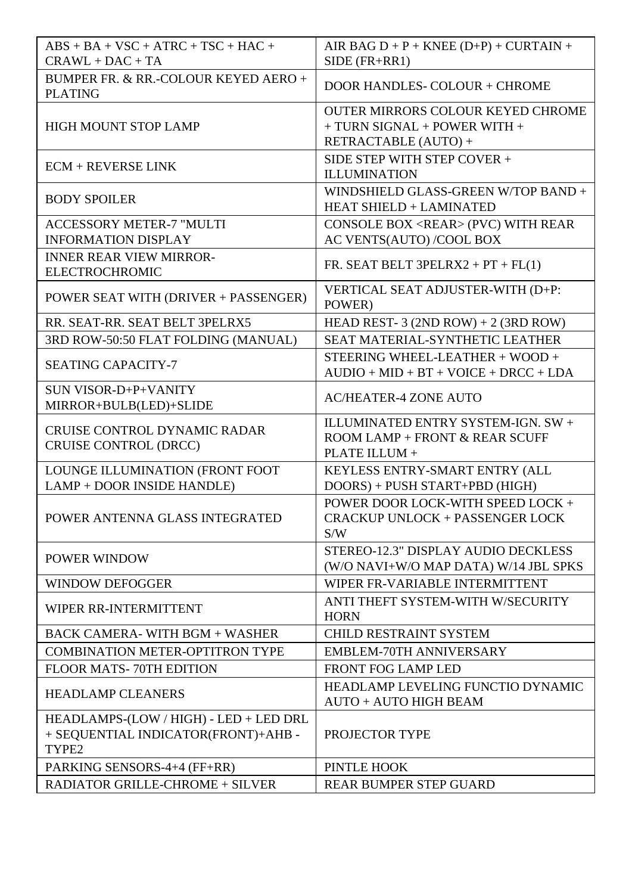| ABS + BA + VSC + ATRC + TSC + HAC + CRAWL + DAC + TA | AIR BAG D + P + KNEE (D+P) + CURTAIN + SIDE (FR+RR1) |
|---|---|
| BUMPER FR. & RR.-COLOUR KEYED AERO + PLATING | DOOR HANDLES- COLOUR + CHROME |
| HIGH MOUNT STOP LAMP | OUTER MIRRORS COLOUR KEYED CHROME + TURN SIGNAL + POWER WITH + RETRACTABLE (AUTO) + |
| ECM + REVERSE LINK | SIDE STEP WITH STEP COVER + ILLUMINATION |
| BODY SPOILER | WINDSHIELD GLASS-GREEN W/TOP BAND + HEAT SHIELD + LAMINATED |
| ACCESSORY METER-7 "MULTI INFORMATION DISPLAY | CONSOLE BOX <REAR> (PVC) WITH REAR AC VENTS(AUTO) /COOL BOX |
| INNER REAR VIEW MIRROR-ELECTROCHROMIC | FR. SEAT BELT 3PELRX2 + PT + FL(1) |
| POWER SEAT WITH (DRIVER + PASSENGER) | VERTICAL SEAT ADJUSTER-WITH (D+P: POWER) |
| RR. SEAT-RR. SEAT BELT 3PELRX5 | HEAD REST- 3 (2ND ROW) + 2 (3RD ROW) |
| 3RD ROW-50:50 FLAT FOLDING (MANUAL) | SEAT MATERIAL-SYNTHETIC LEATHER |
| SEATING CAPACITY-7 | STEERING WHEEL-LEATHER + WOOD + AUDIO + MID + BT + VOICE + DRCC + LDA |
| SUN VISOR-D+P+VANITY MIRROR+BULB(LED)+SLIDE | AC/HEATER-4 ZONE AUTO |
| CRUISE CONTROL DYNAMIC RADAR CRUISE CONTROL (DRCC) | ILLUMINATED ENTRY SYSTEM-IGN. SW + ROOM LAMP + FRONT & REAR SCUFF PLATE ILLUM + |
| LOUNGE ILLUMINATION (FRONT FOOT LAMP + DOOR INSIDE HANDLE) | KEYLESS ENTRY-SMART ENTRY (ALL DOORS) + PUSH START+PBD (HIGH) |
| POWER ANTENNA GLASS INTEGRATED | POWER DOOR LOCK-WITH SPEED LOCK + CRACKUP UNLOCK + PASSENGER LOCK S/W |
| POWER WINDOW | STEREO-12.3" DISPLAY AUDIO DECKLESS (W/O NAVI+W/O MAP DATA) W/14 JBL SPKS |
| WINDOW DEFOGGER | WIPER FR-VARIABLE INTERMITTENT |
| WIPER RR-INTERMITTENT | ANTI THEFT SYSTEM-WITH W/SECURITY HORN |
| BACK CAMERA- WITH BGM + WASHER | CHILD RESTRAINT SYSTEM |
| COMBINATION METER-OPTITRON TYPE | EMBLEM-70TH ANNIVERSARY |
| FLOOR MATS- 70TH EDITION | FRONT FOG LAMP LED |
| HEADLAMP CLEANERS | HEADLAMP LEVELING FUNCTIO DYNAMIC AUTO + AUTO HIGH BEAM |
| HEADLAMPS-(LOW / HIGH) - LED + LED DRL + SEQUENTIAL INDICATOR(FRONT)+AHB - TYPE2 | PROJECTOR TYPE |
| PARKING SENSORS-4+4 (FF+RR) | PINTLE HOOK |
| RADIATOR GRILLE-CHROME + SILVER | REAR BUMPER STEP GUARD |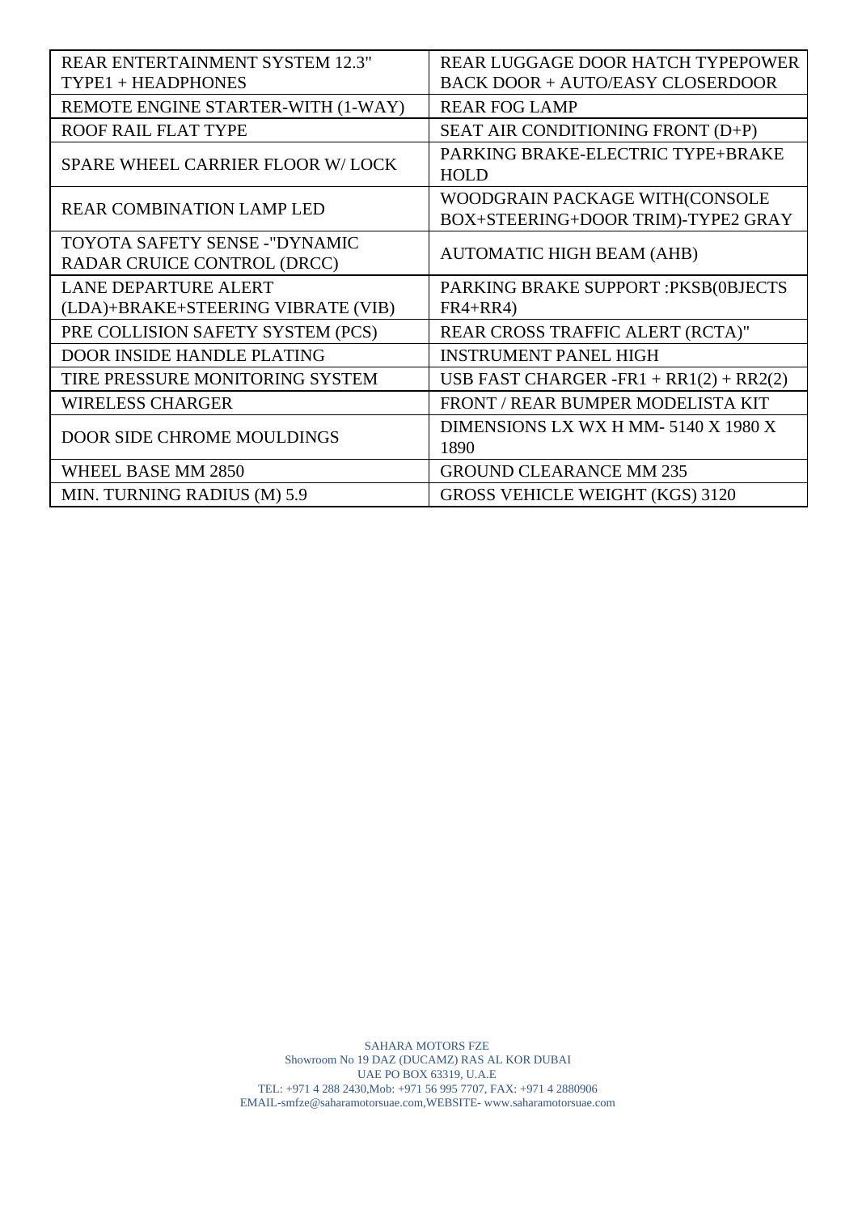| | |
|---|---|
| REAR ENTERTAINMENT SYSTEM 12.3" TYPE1 + HEADPHONES | REAR LUGGAGE DOOR HATCH TYPEPOWER BACK DOOR + AUTO/EASY CLOSERDOOR |
| REMOTE ENGINE STARTER-WITH (1-WAY) | REAR FOG LAMP |
| ROOF RAIL FLAT TYPE | SEAT AIR CONDITIONING FRONT (D+P) |
| SPARE WHEEL CARRIER FLOOR W/ LOCK | PARKING BRAKE-ELECTRIC TYPE+BRAKE HOLD |
| REAR COMBINATION LAMP LED | WOODGRAIN PACKAGE WITH(CONSOLE BOX+STEERING+DOOR TRIM)-TYPE2 GRAY |
| TOYOTA SAFETY SENSE -"DYNAMIC RADAR CRUICE CONTROL (DRCC) | AUTOMATIC HIGH BEAM (AHB) |
| LANE DEPARTURE ALERT (LDA)+BRAKE+STEERING VIBRATE (VIB) | PARKING BRAKE SUPPORT :PKSB(0BJECTS FR4+RR4) |
| PRE COLLISION SAFETY SYSTEM (PCS) | REAR CROSS TRAFFIC ALERT (RCTA)" |
| DOOR INSIDE HANDLE PLATING | INSTRUMENT PANEL HIGH |
| TIRE PRESSURE MONITORING SYSTEM | USB FAST CHARGER -FR1 + RR1(2) + RR2(2) |
| WIRELESS CHARGER | FRONT / REAR BUMPER MODELISTA KIT |
| DOOR SIDE CHROME MOULDINGS | DIMENSIONS LX WX H MM- 5140 X 1980 X 1890 |
| WHEEL BASE MM 2850 | GROUND CLEARANCE MM 235 |
| MIN. TURNING RADIUS (M) 5.9 | GROSS VEHICLE WEIGHT (KGS) 3120 |

SAHARA MOTORS FZE
Showroom No 19 DAZ (DUCAMZ) RAS AL KOR DUBAI
UAE PO BOX 63319, U.A.E
TEL: +971 4 288 2430,Mob: +971 56 995 7707, FAX: +971 4 2880906
EMAIL-smfze@saharamotorsuae.com,WEBSITE- www.saharamotorsuae.com